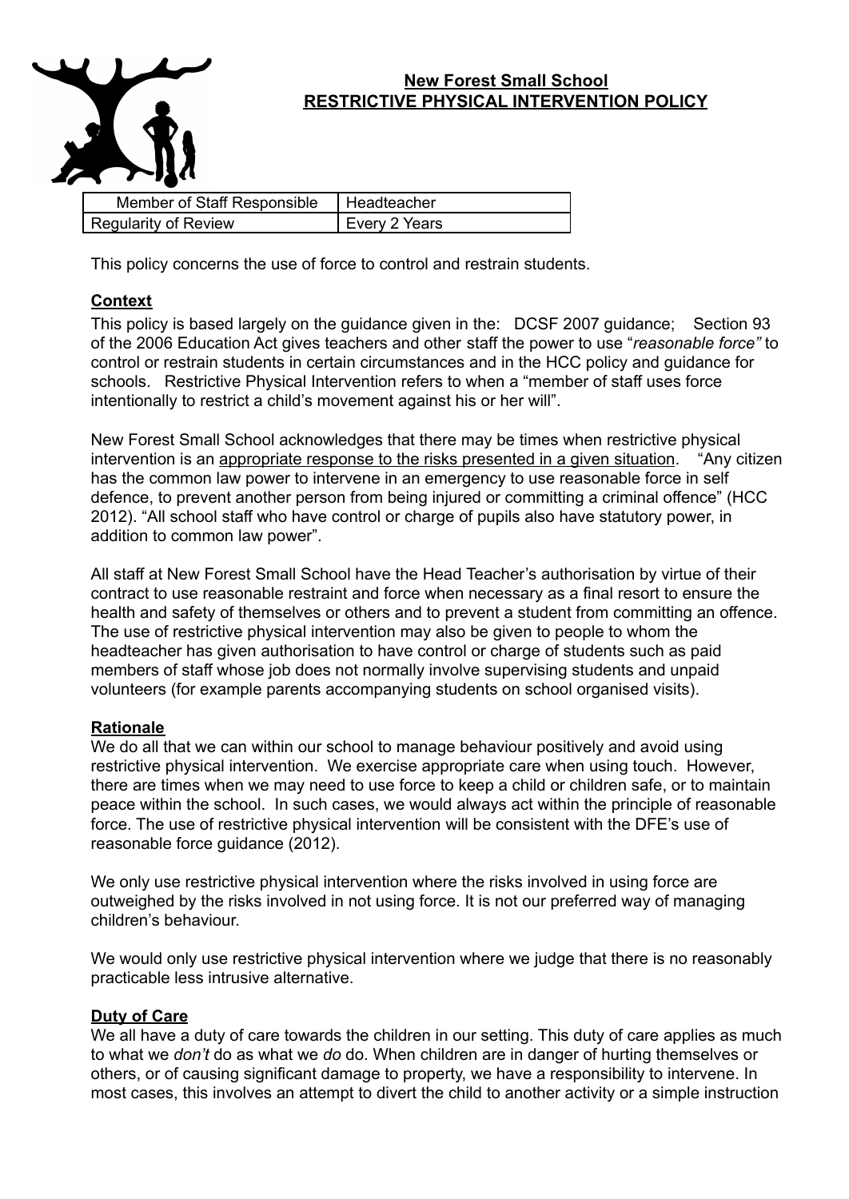# New Forest Small School
# RESTRICTIVE PHYSICAL INTERVENTION POLICY

| Member of Staff Responsible | Headteacher |
| --- | --- |
| Regularity of Review | Every 2 Years |

This policy concerns the use of force to control and restrain students.

## Context

This policy is based largely on the guidance given in the: DCSF 2007 guidance; Section 93 of the 2006 Education Act gives teachers and other staff the power to use "*reasonable force"* to control or restrain students in certain circumstances and in the HCC policy and guidance for schools. Restrictive Physical Intervention refers to when a "member of staff uses force intentionally to restrict a child's movement against his or her will".

New Forest Small School acknowledges that there may be times when restrictive physical intervention is an appropriate response to the risks presented in a given situation. "Any citizen has the common law power to intervene in an emergency to use reasonable force in self defence, to prevent another person from being injured or committing a criminal offence" (HCC 2012). "All school staff who have control or charge of pupils also have statutory power, in addition to common law power".

All staff at New Forest Small School have the Head Teacher's authorisation by virtue of their contract to use reasonable restraint and force when necessary as a final resort to ensure the health and safety of themselves or others and to prevent a student from committing an offence. The use of restrictive physical intervention may also be given to people to whom the headteacher has given authorisation to have control or charge of students such as paid members of staff whose job does not normally involve supervising students and unpaid volunteers (for example parents accompanying students on school organised visits).

## Rationale

We do all that we can within our school to manage behaviour positively and avoid using restrictive physical intervention. We exercise appropriate care when using touch. However, there are times when we may need to use force to keep a child or children safe, or to maintain peace within the school. In such cases, we would always act within the principle of reasonable force. The use of restrictive physical intervention will be consistent with the DFE's use of reasonable force guidance (2012).

We only use restrictive physical intervention where the risks involved in using force are outweighed by the risks involved in not using force. It is not our preferred way of managing children's behaviour.

We would only use restrictive physical intervention where we judge that there is no reasonably practicable less intrusive alternative.

## Duty of Care

We all have a duty of care towards the children in our setting. This duty of care applies as much to what we *don't* do as what we *do* do. When children are in danger of hurting themselves or others, or of causing significant damage to property, we have a responsibility to intervene. In most cases, this involves an attempt to divert the child to another activity or a simple instruction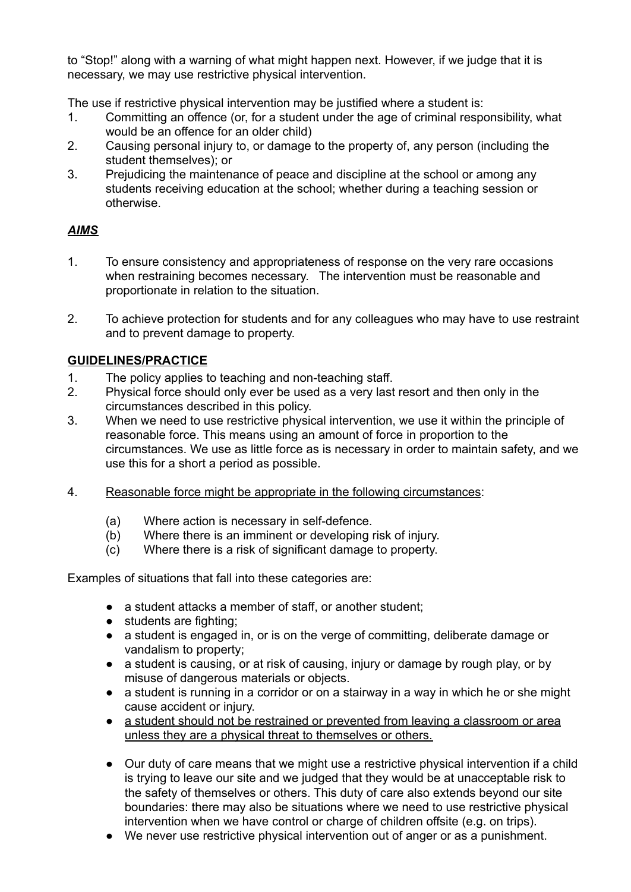to "Stop!" along with a warning of what might happen next. However, if we judge that it is necessary, we may use restrictive physical intervention.

The use if restrictive physical intervention may be justified where a student is:

1. Committing an offence (or, for a student under the age of criminal responsibility, what would be an offence for an older child)
2. Causing personal injury to, or damage to the property of, any person (including the student themselves); or
3. Prejudicing the maintenance of peace and discipline at the school or among any students receiving education at the school; whether during a teaching session or otherwise.

***<u>AIMS</u>***

1. To ensure consistency and appropriateness of response on the very rare occasions when restraining becomes necessary. The intervention must be reasonable and proportionate in relation to the situation.

2. To achieve protection for students and for any colleagues who may have to use restraint and to prevent damage to property.

**<u>GUIDELINES/PRACTICE</u>**

1. The policy applies to teaching and non-teaching staff.
2. Physical force should only ever be used as a very last resort and then only in the circumstances described in this policy.
3. When we need to use restrictive physical intervention, we use it within the principle of reasonable force. This means using an amount of force in proportion to the circumstances. We use as little force as is necessary in order to maintain safety, and we use this for a short a period as possible.

4. <u>Reasonable force might be appropriate in the following circumstances</u>:

   (a) Where action is necessary in self-defence.
   (b) Where there is an imminent or developing risk of injury.
   (c) Where there is a risk of significant damage to property.

Examples of situations that fall into these categories are:

- a student attacks a member of staff, or another student;
- students are fighting;
- a student is engaged in, or is on the verge of committing, deliberate damage or vandalism to property;
- a student is causing, or at risk of causing, injury or damage by rough play, or by misuse of dangerous materials or objects.
- a student is running in a corridor or on a stairway in a way in which he or she might cause accident or injury.
- <u>a student should not be restrained or prevented from leaving a classroom or area unless they are a physical threat to themselves or others.</u>

- Our duty of care means that we might use a restrictive physical intervention if a child is trying to leave our site and we judged that they would be at unacceptable risk to the safety of themselves or others. This duty of care also extends beyond our site boundaries: there may also be situations where we need to use restrictive physical intervention when we have control or charge of children offsite (e.g. on trips).
- We never use restrictive physical intervention out of anger or as a punishment.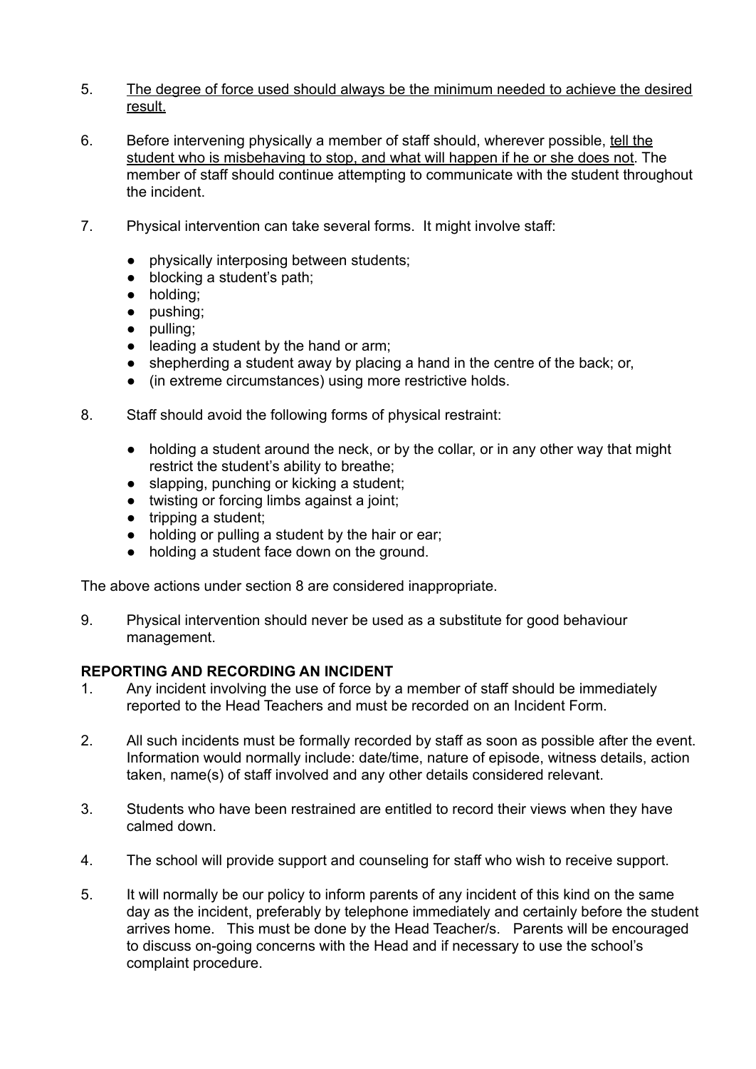5. <u>The degree of force used should always be the minimum needed to achieve the desired result.</u>

6. Before intervening physically a member of staff should, wherever possible, <u>tell the student who is misbehaving to stop, and what will happen if he or she does not</u>. The member of staff should continue attempting to communicate with the student throughout the incident.

7. Physical intervention can take several forms. It might involve staff:

   - physically interposing between students;
   - blocking a student's path;
   - holding;
   - pushing;
   - pulling;
   - leading a student by the hand or arm;
   - shepherding a student away by placing a hand in the centre of the back; or,
   - (in extreme circumstances) using more restrictive holds.

8. Staff should avoid the following forms of physical restraint:

   - holding a student around the neck, or by the collar, or in any other way that might restrict the student's ability to breathe;
   - slapping, punching or kicking a student;
   - twisting or forcing limbs against a joint;
   - tripping a student;
   - holding or pulling a student by the hair or ear;
   - holding a student face down on the ground.

The above actions under section 8 are considered inappropriate.

9. Physical intervention should never be used as a substitute for good behaviour management.

**REPORTING AND RECORDING AN INCIDENT**

1. Any incident involving the use of force by a member of staff should be immediately reported to the Head Teachers and must be recorded on an Incident Form.

2. All such incidents must be formally recorded by staff as soon as possible after the event. Information would normally include: date/time, nature of episode, witness details, action taken, name(s) of staff involved and any other details considered relevant.

3. Students who have been restrained are entitled to record their views when they have calmed down.

4. The school will provide support and counseling for staff who wish to receive support.

5. It will normally be our policy to inform parents of any incident of this kind on the same day as the incident, preferably by telephone immediately and certainly before the student arrives home. This must be done by the Head Teacher/s. Parents will be encouraged to discuss on-going concerns with the Head and if necessary to use the school's complaint procedure.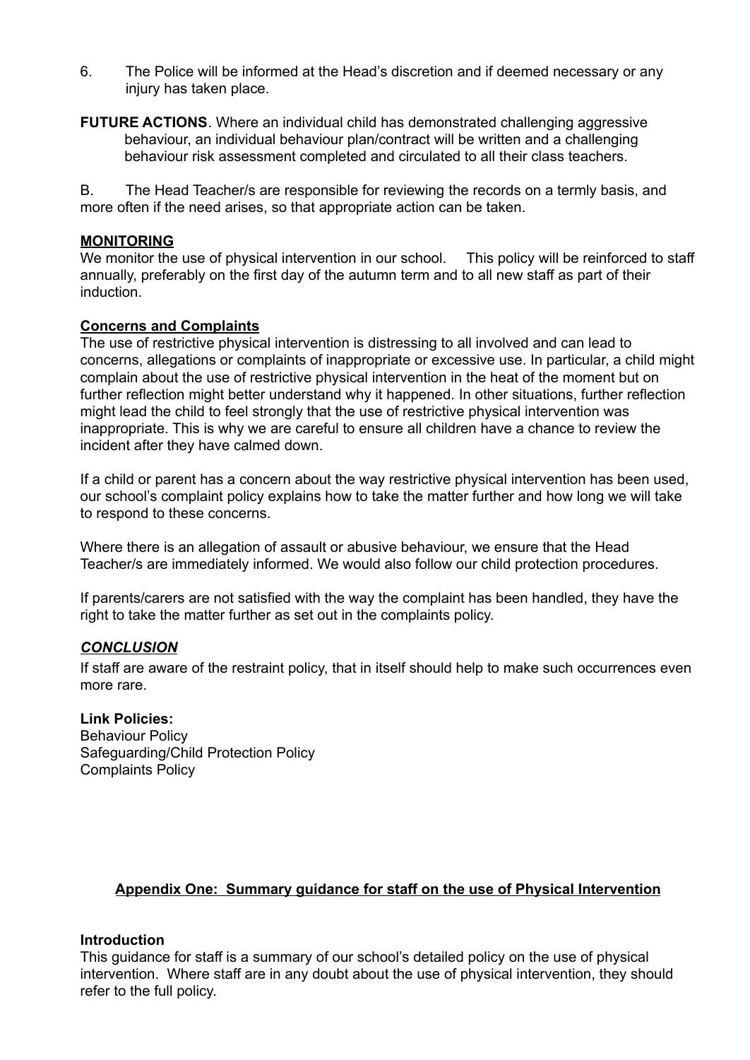6. The Police will be informed at the Head's discretion and if deemed necessary or any injury has taken place.

**FUTURE ACTIONS**. Where an individual child has demonstrated challenging aggressive behaviour, an individual behaviour plan/contract will be written and a challenging behaviour risk assessment completed and circulated to all their class teachers.

B. The Head Teacher/s are responsible for reviewing the records on a termly basis, and more often if the need arises, so that appropriate action can be taken.

**MONITORING**

We monitor the use of physical intervention in our school. This policy will be reinforced to staff annually, preferably on the first day of the autumn term and to all new staff as part of their induction.

**Concerns and Complaints**

The use of restrictive physical intervention is distressing to all involved and can lead to concerns, allegations or complaints of inappropriate or excessive use. In particular, a child might complain about the use of restrictive physical intervention in the heat of the moment but on further reflection might better understand why it happened. In other situations, further reflection might lead the child to feel strongly that the use of restrictive physical intervention was inappropriate. This is why we are careful to ensure all children have a chance to review the incident after they have calmed down.

If a child or parent has a concern about the way restrictive physical intervention has been used, our school's complaint policy explains how to take the matter further and how long we will take to respond to these concerns.

Where there is an allegation of assault or abusive behaviour, we ensure that the Head Teacher/s are immediately informed. We would also follow our child protection procedures.

If parents/carers are not satisfied with the way the complaint has been handled, they have the right to take the matter further as set out in the complaints policy.

***CONCLUSION***

If staff are aware of the restraint policy, that in itself should help to make such occurrences even more rare.

**Link Policies:**
Behaviour Policy
Safeguarding/Child Protection Policy
Complaints Policy

## Appendix One: Summary guidance for staff on the use of Physical Intervention

**Introduction**

This guidance for staff is a summary of our school's detailed policy on the use of physical intervention. Where staff are in any doubt about the use of physical intervention, they should refer to the full policy.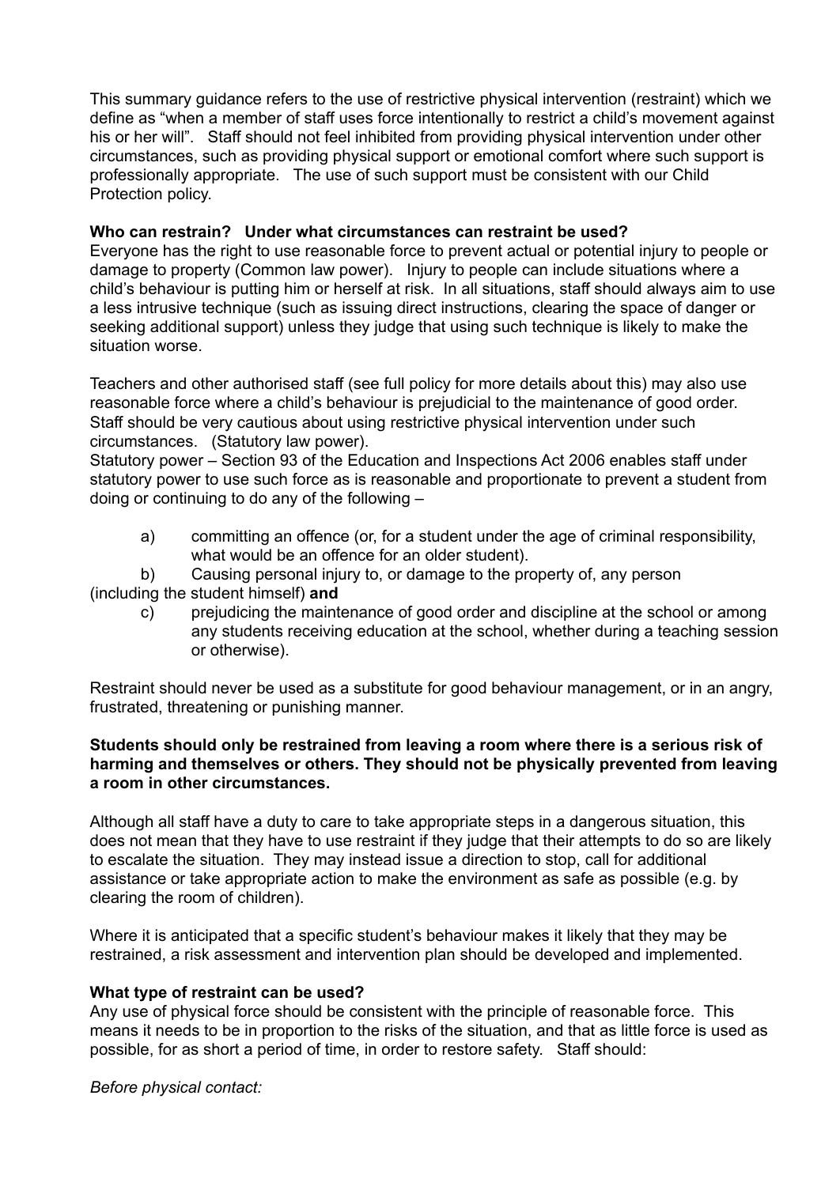This summary guidance refers to the use of restrictive physical intervention (restraint) which we define as "when a member of staff uses force intentionally to restrict a child's movement against his or her will". Staff should not feel inhibited from providing physical intervention under other circumstances, such as providing physical support or emotional comfort where such support is professionally appropriate. The use of such support must be consistent with our Child Protection policy.

**Who can restrain? Under what circumstances can restraint be used?**

Everyone has the right to use reasonable force to prevent actual or potential injury to people or damage to property (Common law power). Injury to people can include situations where a child's behaviour is putting him or herself at risk. In all situations, staff should always aim to use a less intrusive technique (such as issuing direct instructions, clearing the space of danger or seeking additional support) unless they judge that using such technique is likely to make the situation worse.

Teachers and other authorised staff (see full policy for more details about this) may also use reasonable force where a child's behaviour is prejudicial to the maintenance of good order. Staff should be very cautious about using restrictive physical intervention under such circumstances. (Statutory law power).

Statutory power – Section 93 of the Education and Inspections Act 2006 enables staff under statutory power to use such force as is reasonable and proportionate to prevent a student from doing or continuing to do any of the following –

a) committing an offence (or, for a student under the age of criminal responsibility, what would be an offence for an older student).

b) Causing personal injury to, or damage to the property of, any person (including the student himself) **and**

c) prejudicing the maintenance of good order and discipline at the school or among any students receiving education at the school, whether during a teaching session or otherwise).

Restraint should never be used as a substitute for good behaviour management, or in an angry, frustrated, threatening or punishing manner.

**Students should only be restrained from leaving a room where there is a serious risk of harming and themselves or others. They should not be physically prevented from leaving a room in other circumstances.**

Although all staff have a duty to care to take appropriate steps in a dangerous situation, this does not mean that they have to use restraint if they judge that their attempts to do so are likely to escalate the situation. They may instead issue a direction to stop, call for additional assistance or take appropriate action to make the environment as safe as possible (e.g. by clearing the room of children).

Where it is anticipated that a specific student's behaviour makes it likely that they may be restrained, a risk assessment and intervention plan should be developed and implemented.

**What type of restraint can be used?**

Any use of physical force should be consistent with the principle of reasonable force. This means it needs to be in proportion to the risks of the situation, and that as little force is used as possible, for as short a period of time, in order to restore safety. Staff should:

*Before physical contact:*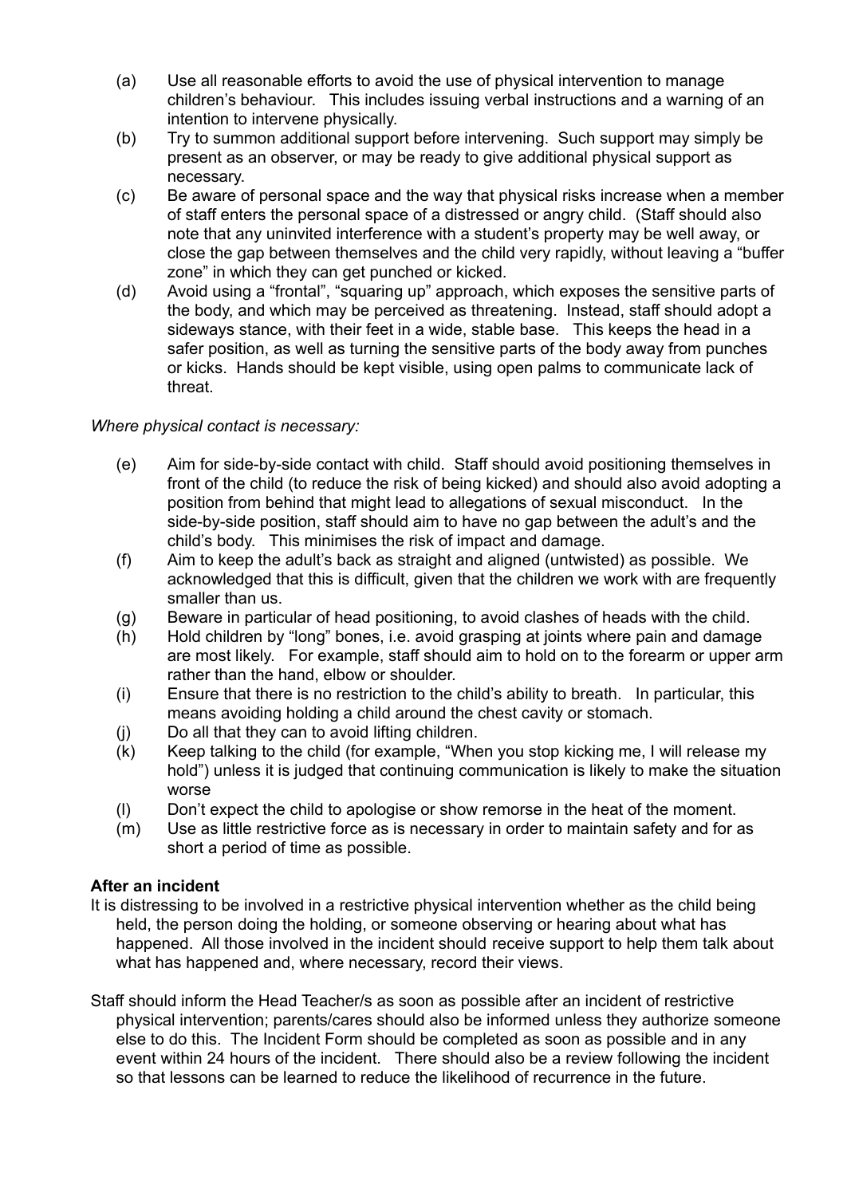(a) Use all reasonable efforts to avoid the use of physical intervention to manage children's behaviour. This includes issuing verbal instructions and a warning of an intention to intervene physically.

(b) Try to summon additional support before intervening. Such support may simply be present as an observer, or may be ready to give additional physical support as necessary.

(c) Be aware of personal space and the way that physical risks increase when a member of staff enters the personal space of a distressed or angry child. (Staff should also note that any uninvited interference with a student's property may be well away, or close the gap between themselves and the child very rapidly, without leaving a "buffer zone" in which they can get punched or kicked.

(d) Avoid using a "frontal", "squaring up" approach, which exposes the sensitive parts of the body, and which may be perceived as threatening. Instead, staff should adopt a sideways stance, with their feet in a wide, stable base. This keeps the head in a safer position, as well as turning the sensitive parts of the body away from punches or kicks. Hands should be kept visible, using open palms to communicate lack of threat.

*Where physical contact is necessary:*

(e) Aim for side-by-side contact with child. Staff should avoid positioning themselves in front of the child (to reduce the risk of being kicked) and should also avoid adopting a position from behind that might lead to allegations of sexual misconduct. In the side-by-side position, staff should aim to have no gap between the adult's and the child's body. This minimises the risk of impact and damage.

(f) Aim to keep the adult's back as straight and aligned (untwisted) as possible. We acknowledged that this is difficult, given that the children we work with are frequently smaller than us.

(g) Beware in particular of head positioning, to avoid clashes of heads with the child.

(h) Hold children by "long" bones, i.e. avoid grasping at joints where pain and damage are most likely. For example, staff should aim to hold on to the forearm or upper arm rather than the hand, elbow or shoulder.

(i) Ensure that there is no restriction to the child's ability to breath. In particular, this means avoiding holding a child around the chest cavity or stomach.

(j) Do all that they can to avoid lifting children.

(k) Keep talking to the child (for example, "When you stop kicking me, I will release my hold") unless it is judged that continuing communication is likely to make the situation worse

(l) Don't expect the child to apologise or show remorse in the heat of the moment.

(m) Use as little restrictive force as is necessary in order to maintain safety and for as short a period of time as possible.

**After an incident**

It is distressing to be involved in a restrictive physical intervention whether as the child being held, the person doing the holding, or someone observing or hearing about what has happened. All those involved in the incident should receive support to help them talk about what has happened and, where necessary, record their views.

Staff should inform the Head Teacher/s as soon as possible after an incident of restrictive physical intervention; parents/cares should also be informed unless they authorize someone else to do this. The Incident Form should be completed as soon as possible and in any event within 24 hours of the incident. There should also be a review following the incident so that lessons can be learned to reduce the likelihood of recurrence in the future.